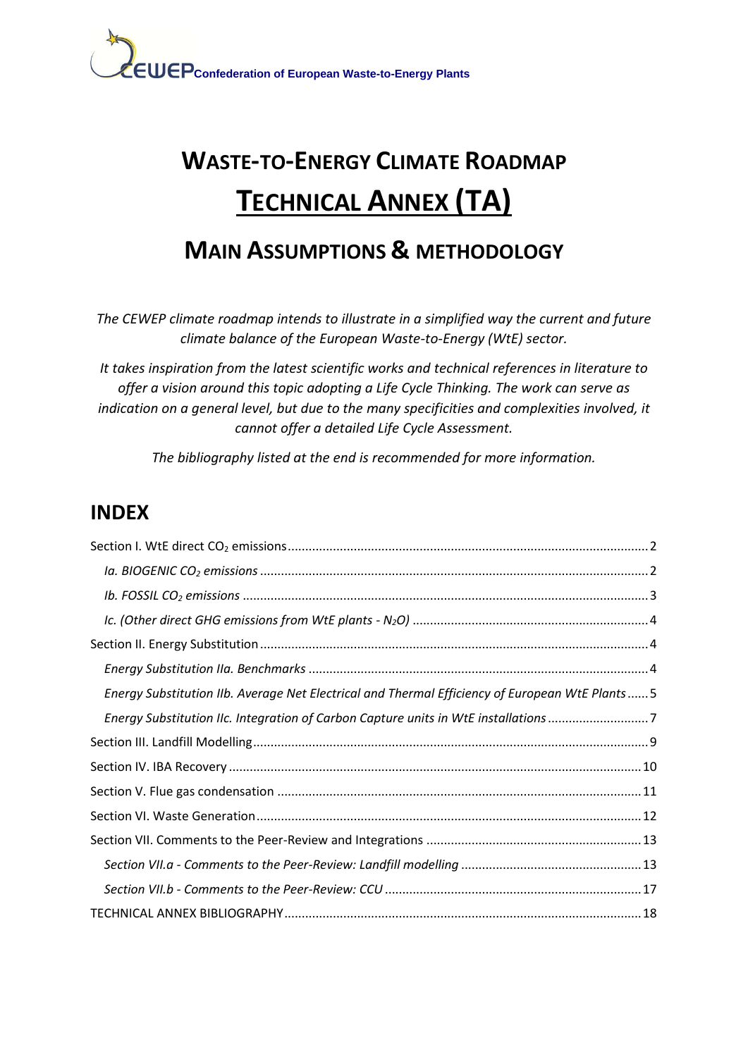CEWEP Confederation of European Waste-to-Energy Plants

# WASTE-TO-ENERGY CLIMATE ROADMAP

# TECHNICAL ANNEX (TA)

## MAIN ASSUMPTIONS & METHODOLOGY

*The CEWEP climate roadmap intends to illustrate in a simplified way the current and future climate balance of the European Waste-to-Energy (WtE) sector.*

*It takes inspiration from the latest scientific works and technical references in literature to offer a vision around this topic adopting a Life Cycle Thinking. The work can serve as indication on a general level, but due to the many specificities and complexities involved, it cannot offer a detailed Life Cycle Assessment.*

*The bibliography listed at the end is recommended for more information.*

## INDEX

Section I. WtE direct $CO_2$ emissions ..... 2

*Ia. BIOGENIC $CO_2$ emissions* ..... 2

*Ib. FOSSIL $CO_2$ emissions* ..... 3

*Ic. (Other direct GHG emissions from WtE plants - $N_2O$)* ..... 4

Section II. Energy Substitution ..... 4

*Energy Substitution IIa. Benchmarks* ..... 4

*Energy Substitution IIb. Average Net Electrical and Thermal Efficiency of European WtE Plants* ..... 5

*Energy Substitution IIc. Integration of Carbon Capture units in WtE installations* ..... 7

Section III. Landfill Modelling ..... 9

Section IV. IBA Recovery ..... 10

Section V. Flue gas condensation ..... 11

Section VI. Waste Generation ..... 12

Section VII. Comments to the Peer-Review and Integrations ..... 13

*Section VII.a - Comments to the Peer-Review: Landfill modelling* ..... 13

*Section VII.b - Comments to the Peer-Review: CCU* ..... 17

TECHNICAL ANNEX BIBLIOGRAPHY ..... 18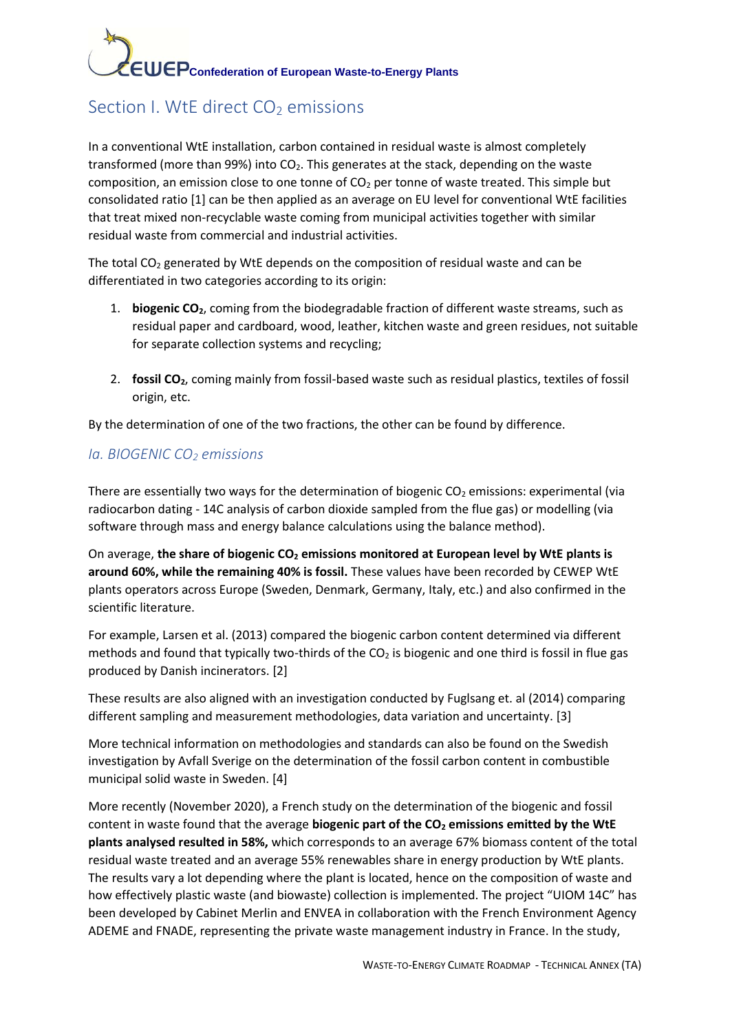## Section I. WtE direct $CO_2$ emissions

In a conventional WtE installation, carbon contained in residual waste is almost completely transformed (more than 99%) into $CO_2$. This generates at the stack, depending on the waste composition, an emission close to one tonne of $CO_2$ per tonne of waste treated. This simple but consolidated ratio [1] can be then applied as an average on EU level for conventional WtE facilities that treat mixed non-recyclable waste coming from municipal activities together with similar residual waste from commercial and industrial activities.

The total $CO_2$ generated by WtE depends on the composition of residual waste and can be differentiated in two categories according to its origin:

1. **biogenic $CO_2$**, coming from the biodegradable fraction of different waste streams, such as residual paper and cardboard, wood, leather, kitchen waste and green residues, not suitable for separate collection systems and recycling;

2. **fossil $CO_2$**, coming mainly from fossil-based waste such as residual plastics, textiles of fossil origin, etc.

By the determination of one of the two fractions, the other can be found by difference.

### *Ia. BIOGENIC $CO_2$ emissions*

There are essentially two ways for the determination of biogenic $CO_2$ emissions: experimental (via radiocarbon dating - 14C analysis of carbon dioxide sampled from the flue gas) or modelling (via software through mass and energy balance calculations using the balance method).

On average, **the share of biogenic $CO_2$ emissions monitored at European level by WtE plants is around 60%, while the remaining 40% is fossil.** These values have been recorded by CEWEP WtE plants operators across Europe (Sweden, Denmark, Germany, Italy, etc.) and also confirmed in the scientific literature.

For example, Larsen et al. (2013) compared the biogenic carbon content determined via different methods and found that typically two-thirds of the $CO_2$ is biogenic and one third is fossil in flue gas produced by Danish incinerators. [2]

These results are also aligned with an investigation conducted by Fuglsang et. al (2014) comparing different sampling and measurement methodologies, data variation and uncertainty. [3]

More technical information on methodologies and standards can also be found on the Swedish investigation by Avfall Sverige on the determination of the fossil carbon content in combustible municipal solid waste in Sweden. [4]

More recently (November 2020), a French study on the determination of the biogenic and fossil content in waste found that the average **biogenic part of the $CO_2$ emissions emitted by the WtE plants analysed resulted in 58%,** which corresponds to an average 67% biomass content of the total residual waste treated and an average 55% renewables share in energy production by WtE plants. The results vary a lot depending where the plant is located, hence on the composition of waste and how effectively plastic waste (and biowaste) collection is implemented. The project "UIOM 14C" has been developed by Cabinet Merlin and ENVEA in collaboration with the French Environment Agency ADEME and FNADE, representing the private waste management industry in France. In the study,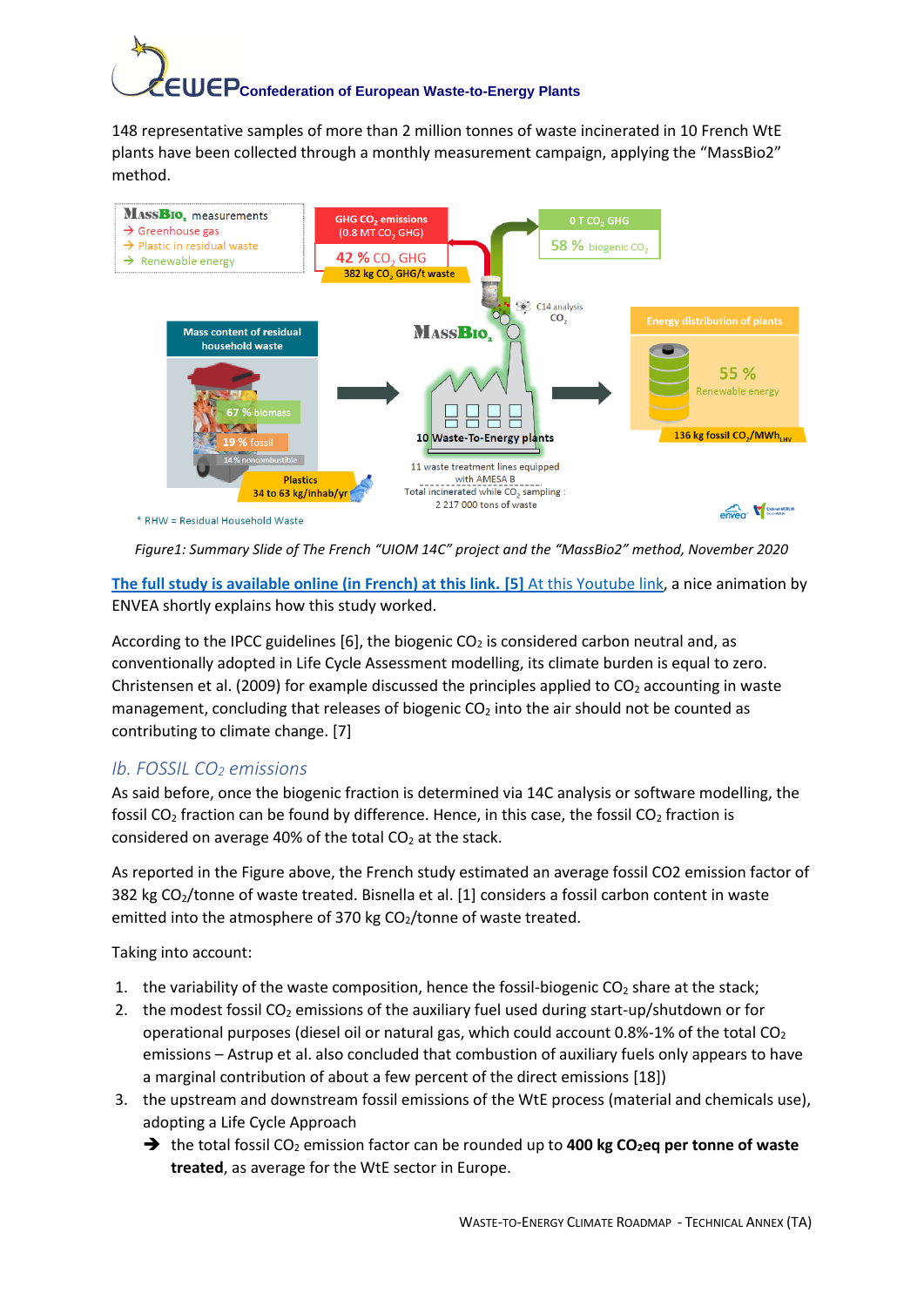148 representative samples of more than 2 million tonnes of waste incinerated in 10 French WtE plants have been collected through a monthly measurement campaign, applying the "MassBio2" method.

*Figure1: Summary Slide of The French "UIOM 14C" project and the "MassBio2" method, November 2020*

The full study is available online (in French) at this link. [5] At this Youtube link, a nice animation by ENVEA shortly explains how this study worked.

According to the IPCC guidelines [6], the biogenic $CO_2$ is considered carbon neutral and, as conventionally adopted in Life Cycle Assessment modelling, its climate burden is equal to zero. Christensen et al. (2009) for example discussed the principles applied to $CO_2$ accounting in waste management, concluding that releases of biogenic $CO_2$ into the air should not be counted as contributing to climate change. [7]

## Ib. FOSSIL $CO_2$ emissions

As said before, once the biogenic fraction is determined via 14C analysis or software modelling, the fossil $CO_2$ fraction can be found by difference. Hence, in this case, the fossil $CO_2$ fraction is considered on average 40% of the total $CO_2$ at the stack.

As reported in the Figure above, the French study estimated an average fossil CO2 emission factor of 382 kg $CO_2$/tonne of waste treated. Bisnella et al. [1] considers a fossil carbon content in waste emitted into the atmosphere of 370 kg $CO_2$/tonne of waste treated.

Taking into account:

1. the variability of the waste composition, hence the fossil-biogenic $CO_2$ share at the stack;
2. the modest fossil $CO_2$ emissions of the auxiliary fuel used during start-up/shutdown or for operational purposes (diesel oil or natural gas, which could account 0.8%-1% of the total $CO_2$ emissions – Astrup et al. also concluded that combustion of auxiliary fuels only appears to have a marginal contribution of about a few percent of the direct emissions [18])
3. the upstream and downstream fossil emissions of the WtE process (material and chemicals use), adopting a Life Cycle Approach

➔ the total fossil $CO_2$ emission factor can be rounded up to **400 kg $CO_2$eq per tonne of waste treated**, as average for the WtE sector in Europe.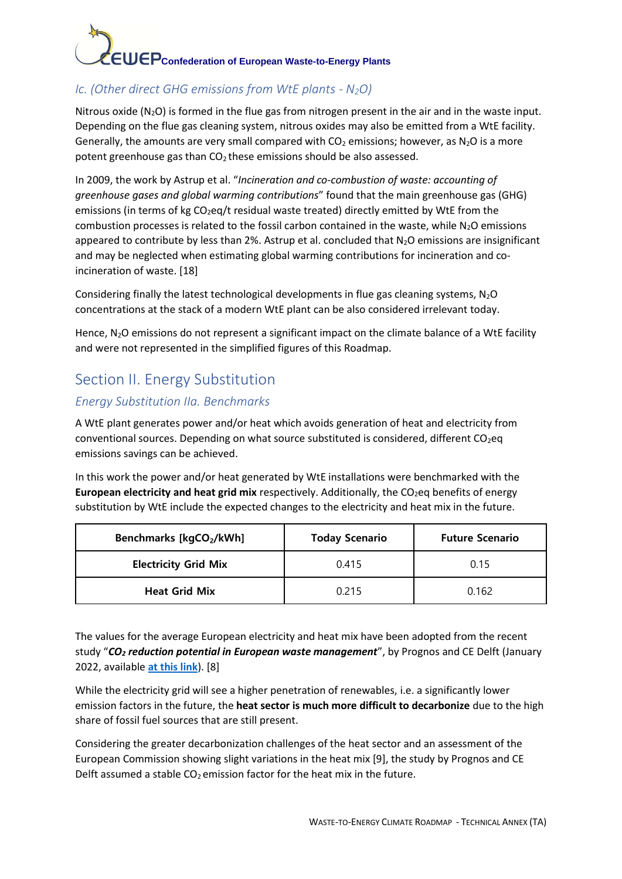### *Ic. (Other direct GHG emissions from WtE plants - $N_2O$)*

Nitrous oxide ($N_2O$) is formed in the flue gas from nitrogen present in the air and in the waste input. Depending on the flue gas cleaning system, nitrous oxides may also be emitted from a WtE facility. Generally, the amounts are very small compared with $CO_2$ emissions; however, as $N_2O$ is a more potent greenhouse gas than $CO_2$ these emissions should be also assessed.

In 2009, the work by Astrup et al. "*Incineration and co-combustion of waste: accounting of greenhouse gases and global warming contributions*" found that the main greenhouse gas (GHG) emissions (in terms of kg $CO_2$eq/t residual waste treated) directly emitted by WtE from the combustion processes is related to the fossil carbon contained in the waste, while $N_2O$ emissions appeared to contribute by less than 2%. Astrup et al. concluded that $N_2O$ emissions are insignificant and may be neglected when estimating global warming contributions for incineration and co-incineration of waste. [18]

Considering finally the latest technological developments in flue gas cleaning systems, $N_2O$ concentrations at the stack of a modern WtE plant can be also considered irrelevant today.

Hence, $N_2O$ emissions do not represent a significant impact on the climate balance of a WtE facility and were not represented in the simplified figures of this Roadmap.

## Section II. Energy Substitution

### *Energy Substitution IIa. Benchmarks*

A WtE plant generates power and/or heat which avoids generation of heat and electricity from conventional sources. Depending on what source substituted is considered, different $CO_2$eq emissions savings can be achieved.

In this work the power and/or heat generated by WtE installations were benchmarked with the **European electricity and heat grid mix** respectively. Additionally, the $CO_2$eq benefits of energy substitution by WtE include the expected changes to the electricity and heat mix in the future.

| Benchmarks [kg$CO_2$/kWh] | Today Scenario | Future Scenario |
|---|---|---|
| **Electricity Grid Mix** | 0.415 | 0.15 |
| **Heat Grid Mix** | 0.215 | 0.162 |

The values for the average European electricity and heat mix have been adopted from the recent study "***$CO_2$ reduction potential in European waste management***", by Prognos and CE Delft (January 2022, available **at this link**). [8]

While the electricity grid will see a higher penetration of renewables, i.e. a significantly lower emission factors in the future, the **heat sector is much more difficult to decarbonize** due to the high share of fossil fuel sources that are still present.

Considering the greater decarbonization challenges of the heat sector and an assessment of the European Commission showing slight variations in the heat mix [9], the study by Prognos and CE Delft assumed a stable $CO_2$ emission factor for the heat mix in the future.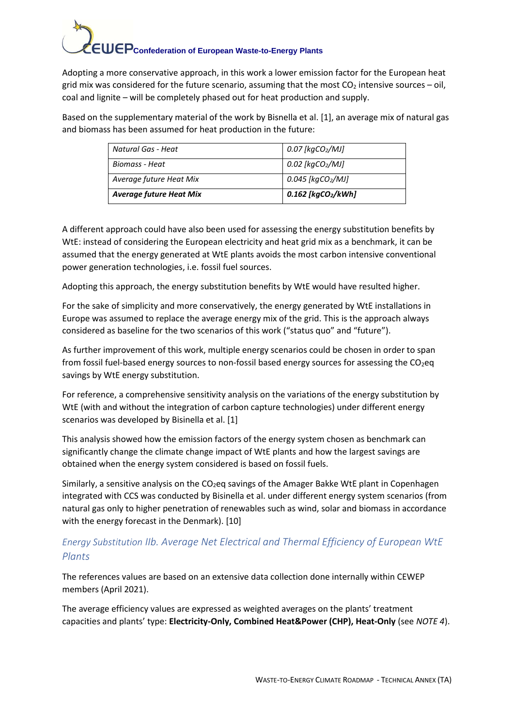Adopting a more conservative approach, in this work a lower emission factor for the European heat grid mix was considered for the future scenario, assuming that the most $CO_2$ intensive sources – oil, coal and lignite – will be completely phased out for heat production and supply.

Based on the supplementary material of the work by Bisnella et al. [1], an average mix of natural gas and biomass has been assumed for heat production in the future:

| *Natural Gas - Heat* | *0.07 [kg$CO_2$/MJ]* |
|---|---|
| *Biomass - Heat* | *0.02 [kg$CO_2$/MJ]* |
| *Average future Heat Mix* | *0.045 [kg$CO_2$/MJ]* |
| ***Average future Heat Mix*** | ***0.162 [kg$CO_2$/kWh]*** |

A different approach could have also been used for assessing the energy substitution benefits by WtE: instead of considering the European electricity and heat grid mix as a benchmark, it can be assumed that the energy generated at WtE plants avoids the most carbon intensive conventional power generation technologies, i.e. fossil fuel sources.

Adopting this approach, the energy substitution benefits by WtE would have resulted higher.

For the sake of simplicity and more conservatively, the energy generated by WtE installations in Europe was assumed to replace the average energy mix of the grid. This is the approach always considered as baseline for the two scenarios of this work ("status quo" and "future").

As further improvement of this work, multiple energy scenarios could be chosen in order to span from fossil fuel-based energy sources to non-fossil based energy sources for assessing the $CO_2$eq savings by WtE energy substitution.

For reference, a comprehensive sensitivity analysis on the variations of the energy substitution by WtE (with and without the integration of carbon capture technologies) under different energy scenarios was developed by Bisinella et al. [1]

This analysis showed how the emission factors of the energy system chosen as benchmark can significantly change the climate change impact of WtE plants and how the largest savings are obtained when the energy system considered is based on fossil fuels.

Similarly, a sensitive analysis on the $CO_2$eq savings of the Amager Bakke WtE plant in Copenhagen integrated with CCS was conducted by Bisinella et al. under different energy system scenarios (from natural gas only to higher penetration of renewables such as wind, solar and biomass in accordance with the energy forecast in the Denmark). [10]

### *Energy Substitution IIb. Average Net Electrical and Thermal Efficiency of European WtE Plants*

The references values are based on an extensive data collection done internally within CEWEP members (April 2021).

The average efficiency values are expressed as weighted averages on the plants' treatment capacities and plants' type: **Electricity-Only, Combined Heat&Power (CHP), Heat-Only** (see *NOTE 4*).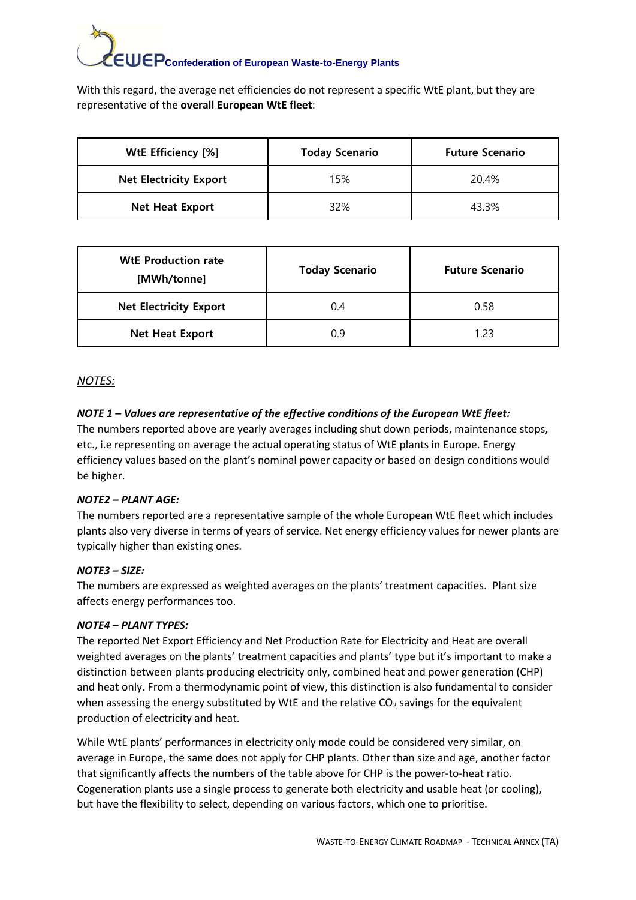With this regard, the average net efficiencies do not represent a specific WtE plant, but they are representative of the **overall European WtE fleet**:

| WtE Efficiency [%] | Today Scenario | Future Scenario |
|---|---|---|
| Net Electricity Export | 15% | 20.4% |
| Net Heat Export | 32% | 43.3% |

| WtE Production rate [MWh/tonne] | Today Scenario | Future Scenario |
|---|---|---|
| Net Electricity Export | 0.4 | 0.58 |
| Net Heat Export | 0.9 | 1.23 |

*NOTES:*

***NOTE 1 – Values are representative of the effective conditions of the European WtE fleet:***

The numbers reported above are yearly averages including shut down periods, maintenance stops, etc., i.e representing on average the actual operating status of WtE plants in Europe. Energy efficiency values based on the plant's nominal power capacity or based on design conditions would be higher.

***NOTE2 – PLANT AGE:***

The numbers reported are a representative sample of the whole European WtE fleet which includes plants also very diverse in terms of years of service. Net energy efficiency values for newer plants are typically higher than existing ones.

***NOTE3 – SIZE:***

The numbers are expressed as weighted averages on the plants' treatment capacities. Plant size affects energy performances too.

***NOTE4 – PLANT TYPES:***

The reported Net Export Efficiency and Net Production Rate for Electricity and Heat are overall weighted averages on the plants' treatment capacities and plants' type but it's important to make a distinction between plants producing electricity only, combined heat and power generation (CHP) and heat only. From a thermodynamic point of view, this distinction is also fundamental to consider when assessing the energy substituted by WtE and the relative $CO_2$ savings for the equivalent production of electricity and heat.

While WtE plants' performances in electricity only mode could be considered very similar, on average in Europe, the same does not apply for CHP plants. Other than size and age, another factor that significantly affects the numbers of the table above for CHP is the power-to-heat ratio. Cogeneration plants use a single process to generate both electricity and usable heat (or cooling), but have the flexibility to select, depending on various factors, which one to prioritise.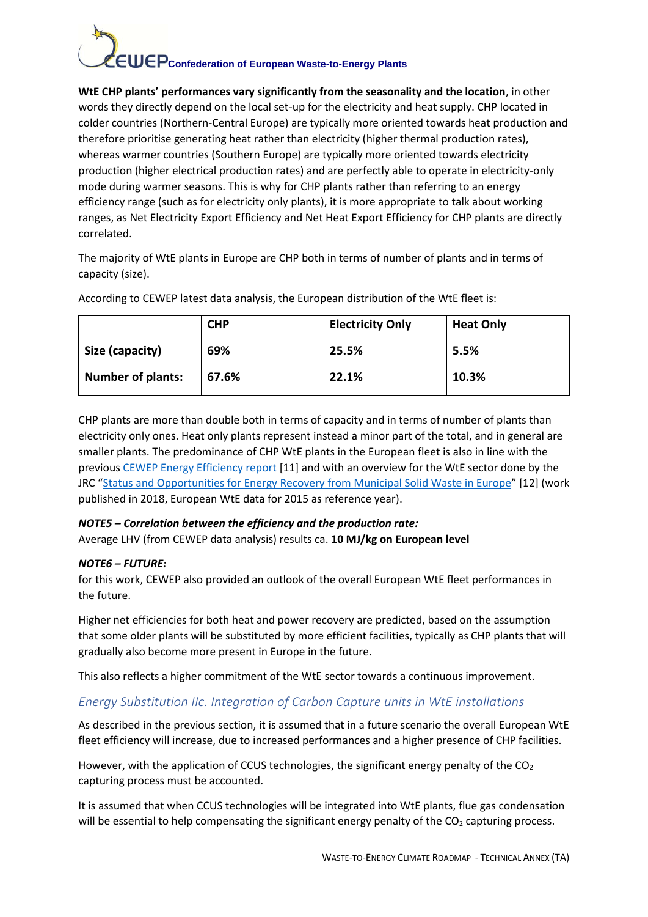**WtE CHP plants' performances vary significantly from the seasonality and the location**, in other words they directly depend on the local set-up for the electricity and heat supply. CHP located in colder countries (Northern-Central Europe) are typically more oriented towards heat production and therefore prioritise generating heat rather than electricity (higher thermal production rates), whereas warmer countries (Southern Europe) are typically more oriented towards electricity production (higher electrical production rates) and are perfectly able to operate in electricity-only mode during warmer seasons. This is why for CHP plants rather than referring to an energy efficiency range (such as for electricity only plants), it is more appropriate to talk about working ranges, as Net Electricity Export Efficiency and Net Heat Export Efficiency for CHP plants are directly correlated.

The majority of WtE plants in Europe are CHP both in terms of number of plants and in terms of capacity (size).

According to CEWEP latest data analysis, the European distribution of the WtE fleet is:

| | **CHP** | **Electricity Only** | **Heat Only** |
|---|---|---|---|
| **Size (capacity)** | **69%** | **25.5%** | **5.5%** |
| **Number of plants:** | **67.6%** | **22.1%** | **10.3%** |

CHP plants are more than double both in terms of capacity and in terms of number of plants than electricity only ones. Heat only plants represent instead a minor part of the total, and in general are smaller plants. The predominance of CHP WtE plants in the European fleet is also in line with the previous CEWEP Energy Efficiency report [11] and with an overview for the WtE sector done by the JRC "Status and Opportunities for Energy Recovery from Municipal Solid Waste in Europe" [12] (work published in 2018, European WtE data for 2015 as reference year).

***NOTE5 – Correlation between the efficiency and the production rate:***
Average LHV (from CEWEP data analysis) results ca. **10 MJ/kg on European level**

***NOTE6 – FUTURE:***
for this work, CEWEP also provided an outlook of the overall European WtE fleet performances in the future.

Higher net efficiencies for both heat and power recovery are predicted, based on the assumption that some older plants will be substituted by more efficient facilities, typically as CHP plants that will gradually also become more present in Europe in the future.

This also reflects a higher commitment of the WtE sector towards a continuous improvement.

## *Energy Substitution IIc. Integration of Carbon Capture units in WtE installations*

As described in the previous section, it is assumed that in a future scenario the overall European WtE fleet efficiency will increase, due to increased performances and a higher presence of CHP facilities.

However, with the application of CCUS technologies, the significant energy penalty of the $CO_2$ capturing process must be accounted.

It is assumed that when CCUS technologies will be integrated into WtE plants, flue gas condensation will be essential to help compensating the significant energy penalty of the $CO_2$ capturing process.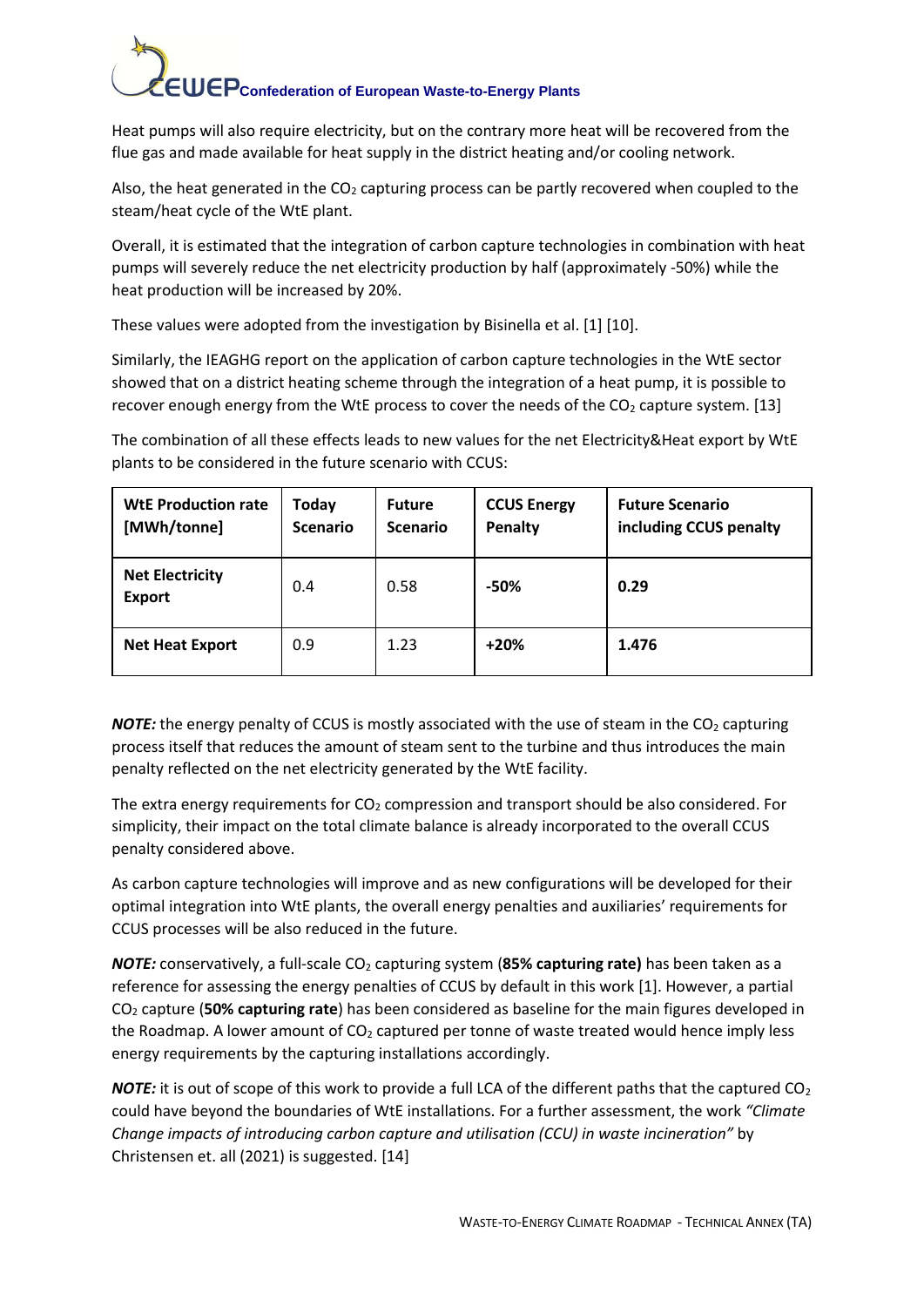Heat pumps will also require electricity, but on the contrary more heat will be recovered from the flue gas and made available for heat supply in the district heating and/or cooling network.

Also, the heat generated in the $CO_2$ capturing process can be partly recovered when coupled to the steam/heat cycle of the WtE plant.

Overall, it is estimated that the integration of carbon capture technologies in combination with heat pumps will severely reduce the net electricity production by half (approximately -50%) while the heat production will be increased by 20%.

These values were adopted from the investigation by Bisinella et al. [1] [10].

Similarly, the IEAGHG report on the application of carbon capture technologies in the WtE sector showed that on a district heating scheme through the integration of a heat pump, it is possible to recover enough energy from the WtE process to cover the needs of the $CO_2$ capture system. [13]

The combination of all these effects leads to new values for the net Electricity&Heat export by WtE plants to be considered in the future scenario with CCUS:

| WtE Production rate [MWh/tonne] | Today Scenario | Future Scenario | CCUS Energy Penalty | Future Scenario including CCUS penalty |
|---|---|---|---|---|
| **Net Electricity Export** | 0.4 | 0.58 | **-50%** | **0.29** |
| **Net Heat Export** | 0.9 | 1.23 | **+20%** | **1.476** |

***NOTE:*** the energy penalty of CCUS is mostly associated with the use of steam in the $CO_2$ capturing process itself that reduces the amount of steam sent to the turbine and thus introduces the main penalty reflected on the net electricity generated by the WtE facility.

The extra energy requirements for $CO_2$ compression and transport should be also considered. For simplicity, their impact on the total climate balance is already incorporated to the overall CCUS penalty considered above.

As carbon capture technologies will improve and as new configurations will be developed for their optimal integration into WtE plants, the overall energy penalties and auxiliaries' requirements for CCUS processes will be also reduced in the future.

***NOTE:*** conservatively, a full-scale $CO_2$ capturing system (**85% capturing rate)** has been taken as a reference for assessing the energy penalties of CCUS by default in this work [1]. However, a partial $CO_2$ capture (**50% capturing rate**) has been considered as baseline for the main figures developed in the Roadmap. A lower amount of $CO_2$ captured per tonne of waste treated would hence imply less energy requirements by the capturing installations accordingly.

***NOTE:*** it is out of scope of this work to provide a full LCA of the different paths that the captured $CO_2$ could have beyond the boundaries of WtE installations. For a further assessment, the work *"Climate Change impacts of introducing carbon capture and utilisation (CCU) in waste incineration"* by Christensen et. all (2021) is suggested. [14]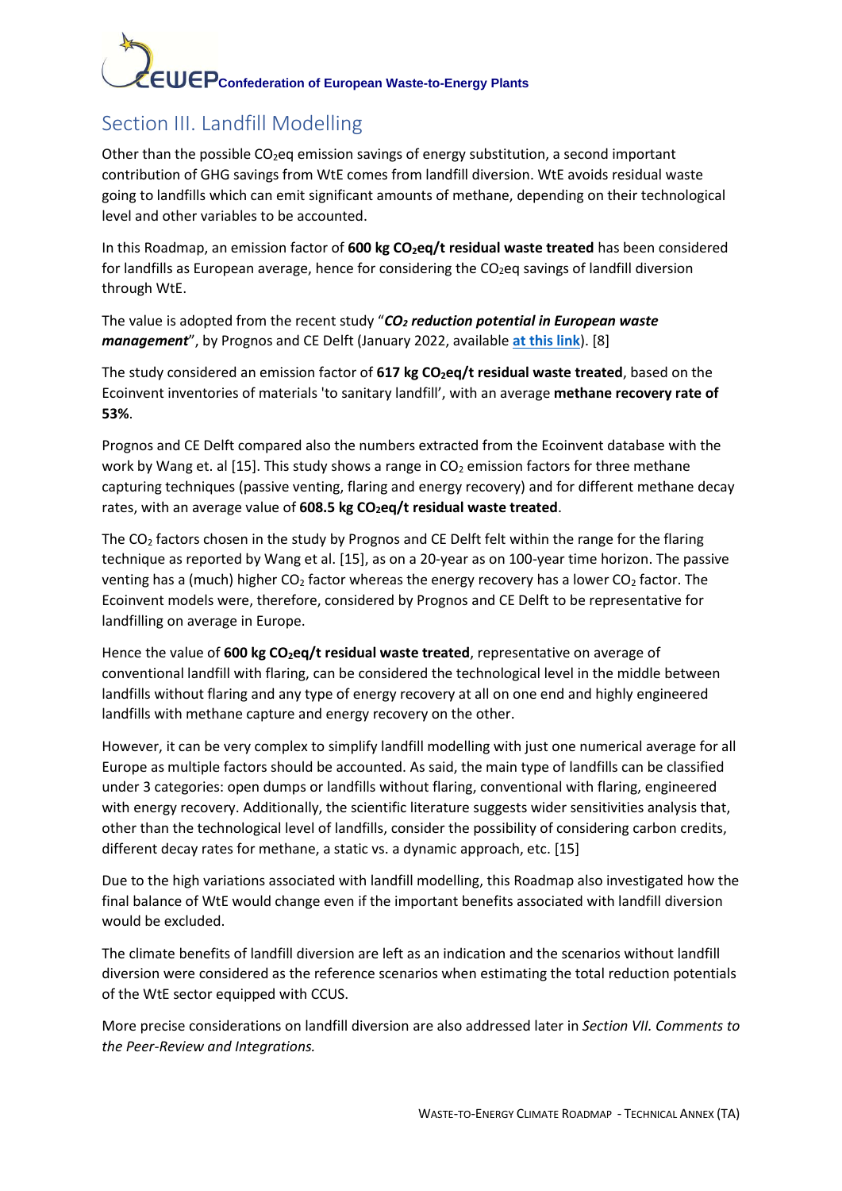## Section III. Landfill Modelling

Other than the possible $CO_2$eq emission savings of energy substitution, a second important contribution of GHG savings from WtE comes from landfill diversion. WtE avoids residual waste going to landfills which can emit significant amounts of methane, depending on their technological level and other variables to be accounted.

In this Roadmap, an emission factor of **600 kg $CO_2$eq/t residual waste treated** has been considered for landfills as European average, hence for considering the $CO_2$eq savings of landfill diversion through WtE.

The value is adopted from the recent study "***$CO_2$ reduction potential in European waste management***", by Prognos and CE Delft (January 2022, available **at this link**). [8]

The study considered an emission factor of **617 kg $CO_2$eq/t residual waste treated**, based on the Ecoinvent inventories of materials 'to sanitary landfill', with an average **methane recovery rate of 53%**.

Prognos and CE Delft compared also the numbers extracted from the Ecoinvent database with the work by Wang et. al [15]. This study shows a range in $CO_2$ emission factors for three methane capturing techniques (passive venting, flaring and energy recovery) and for different methane decay rates, with an average value of **608.5 kg $CO_2$eq/t residual waste treated**.

The $CO_2$ factors chosen in the study by Prognos and CE Delft felt within the range for the flaring technique as reported by Wang et al. [15], as on a 20-year as on 100-year time horizon. The passive venting has a (much) higher $CO_2$ factor whereas the energy recovery has a lower $CO_2$ factor. The Ecoinvent models were, therefore, considered by Prognos and CE Delft to be representative for landfilling on average in Europe.

Hence the value of **600 kg $CO_2$eq/t residual waste treated**, representative on average of conventional landfill with flaring, can be considered the technological level in the middle between landfills without flaring and any type of energy recovery at all on one end and highly engineered landfills with methane capture and energy recovery on the other.

However, it can be very complex to simplify landfill modelling with just one numerical average for all Europe as multiple factors should be accounted. As said, the main type of landfills can be classified under 3 categories: open dumps or landfills without flaring, conventional with flaring, engineered with energy recovery. Additionally, the scientific literature suggests wider sensitivities analysis that, other than the technological level of landfills, consider the possibility of considering carbon credits, different decay rates for methane, a static vs. a dynamic approach, etc. [15]

Due to the high variations associated with landfill modelling, this Roadmap also investigated how the final balance of WtE would change even if the important benefits associated with landfill diversion would be excluded.

The climate benefits of landfill diversion are left as an indication and the scenarios without landfill diversion were considered as the reference scenarios when estimating the total reduction potentials of the WtE sector equipped with CCUS.

More precise considerations on landfill diversion are also addressed later in *Section VII. Comments to the Peer-Review and Integrations.*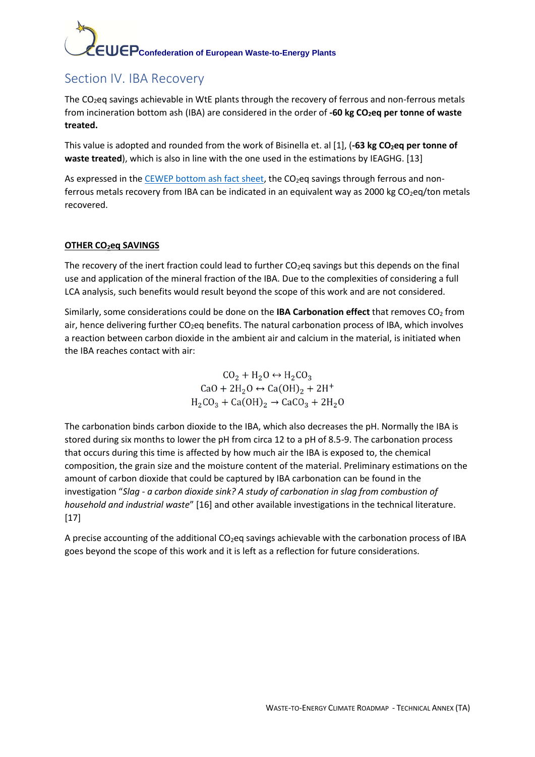## Section IV. IBA Recovery

The $CO_2$eq savings achievable in WtE plants through the recovery of ferrous and non-ferrous metals from incineration bottom ash (IBA) are considered in the order of **-60 kg $CO_2$eq per tonne of waste treated.**

This value is adopted and rounded from the work of Bisinella et. al [1], (**-63 kg $CO_2$eq per tonne of waste treated**), which is also in line with the one used in the estimations by IEAGHG. [13]

As expressed in the CEWEP bottom ash fact sheet, the $CO_2$eq savings through ferrous and non-ferrous metals recovery from IBA can be indicated in an equivalent way as 2000 kg $CO_2$eq/ton metals recovered.

### OTHER $CO_2$eq SAVINGS

The recovery of the inert fraction could lead to further $CO_2$eq savings but this depends on the final use and application of the mineral fraction of the IBA. Due to the complexities of considering a full LCA analysis, such benefits would result beyond the scope of this work and are not considered.

Similarly, some considerations could be done on the **IBA Carbonation effect** that removes $CO_2$ from air, hence delivering further $CO_2$eq benefits. The natural carbonation process of IBA, which involves a reaction between carbon dioxide in the ambient air and calcium in the material, is initiated when the IBA reaches contact with air:

$$
\begin{aligned}
CO_2 + H_2O &\leftrightarrow H_2CO_3 \\
CaO + 2H_2O &\leftrightarrow Ca(OH)_2 + 2H^+ \\
H_2CO_3 + Ca(OH)_2 &\rightarrow CaCO_3 + 2H_2O
\end{aligned}
$$

The carbonation binds carbon dioxide to the IBA, which also decreases the pH. Normally the IBA is stored during six months to lower the pH from circa 12 to a pH of 8.5-9. The carbonation process that occurs during this time is affected by how much air the IBA is exposed to, the chemical composition, the grain size and the moisture content of the material. Preliminary estimations on the amount of carbon dioxide that could be captured by IBA carbonation can be found in the investigation "*Slag - a carbon dioxide sink? A study of carbonation in slag from combustion of household and industrial waste*" [16] and other available investigations in the technical literature. [17]

A precise accounting of the additional $CO_2$eq savings achievable with the carbonation process of IBA goes beyond the scope of this work and it is left as a reflection for future considerations.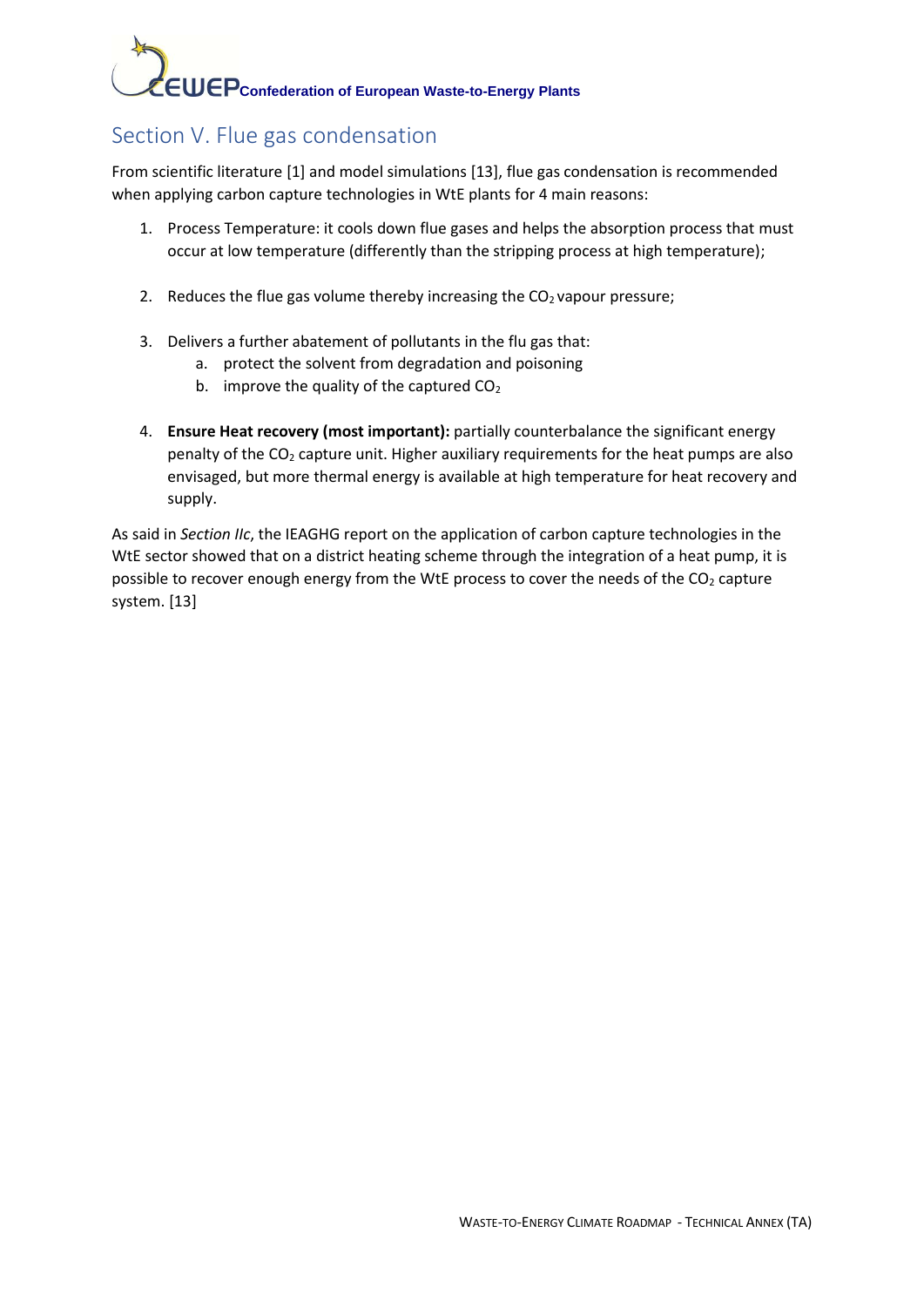## Section V. Flue gas condensation

From scientific literature [1] and model simulations [13], flue gas condensation is recommended when applying carbon capture technologies in WtE plants for 4 main reasons:

1. Process Temperature: it cools down flue gases and helps the absorption process that must occur at low temperature (differently than the stripping process at high temperature);

2. Reduces the flue gas volume thereby increasing the $CO_2$ vapour pressure;

3. Delivers a further abatement of pollutants in the flu gas that:
   a. protect the solvent from degradation and poisoning
   b. improve the quality of the captured $CO_2$

4. **Ensure Heat recovery (most important):** partially counterbalance the significant energy penalty of the $CO_2$ capture unit. Higher auxiliary requirements for the heat pumps are also envisaged, but more thermal energy is available at high temperature for heat recovery and supply.

As said in *Section IIc*, the IEAGHG report on the application of carbon capture technologies in the WtE sector showed that on a district heating scheme through the integration of a heat pump, it is possible to recover enough energy from the WtE process to cover the needs of the $CO_2$ capture system. [13]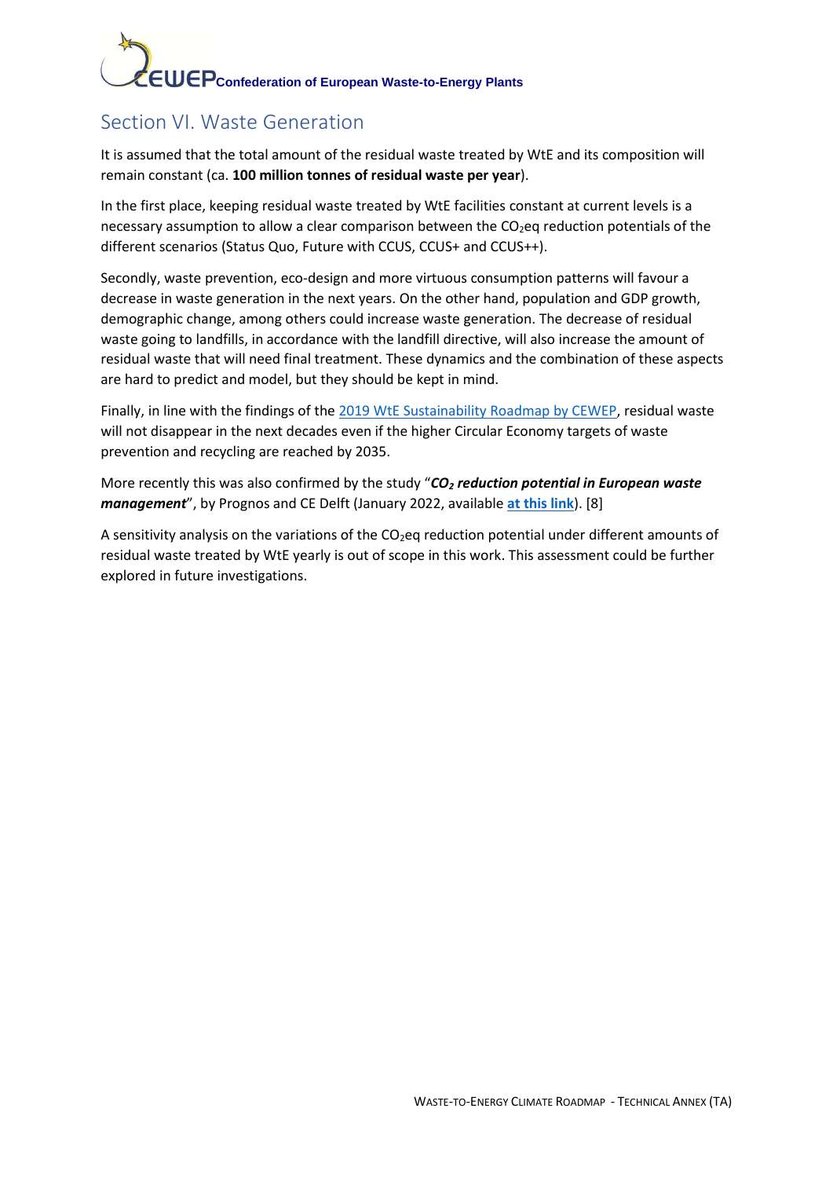# Section VI. Waste Generation

It is assumed that the total amount of the residual waste treated by WtE and its composition will remain constant (ca. **100 million tonnes of residual waste per year**).

In the first place, keeping residual waste treated by WtE facilities constant at current levels is a necessary assumption to allow a clear comparison between the $CO_2$eq reduction potentials of the different scenarios (Status Quo, Future with CCUS, CCUS+ and CCUS++).

Secondly, waste prevention, eco-design and more virtuous consumption patterns will favour a decrease in waste generation in the next years. On the other hand, population and GDP growth, demographic change, among others could increase waste generation. The decrease of residual waste going to landfills, in accordance with the landfill directive, will also increase the amount of residual waste that will need final treatment. These dynamics and the combination of these aspects are hard to predict and model, but they should be kept in mind.

Finally, in line with the findings of the 2019 WtE Sustainability Roadmap by CEWEP, residual waste will not disappear in the next decades even if the higher Circular Economy targets of waste prevention and recycling are reached by 2035.

More recently this was also confirmed by the study "***$CO_2$ reduction potential in European waste management***", by Prognos and CE Delft (January 2022, available **at this link**). [8]

A sensitivity analysis on the variations of the $CO_2$eq reduction potential under different amounts of residual waste treated by WtE yearly is out of scope in this work. This assessment could be further explored in future investigations.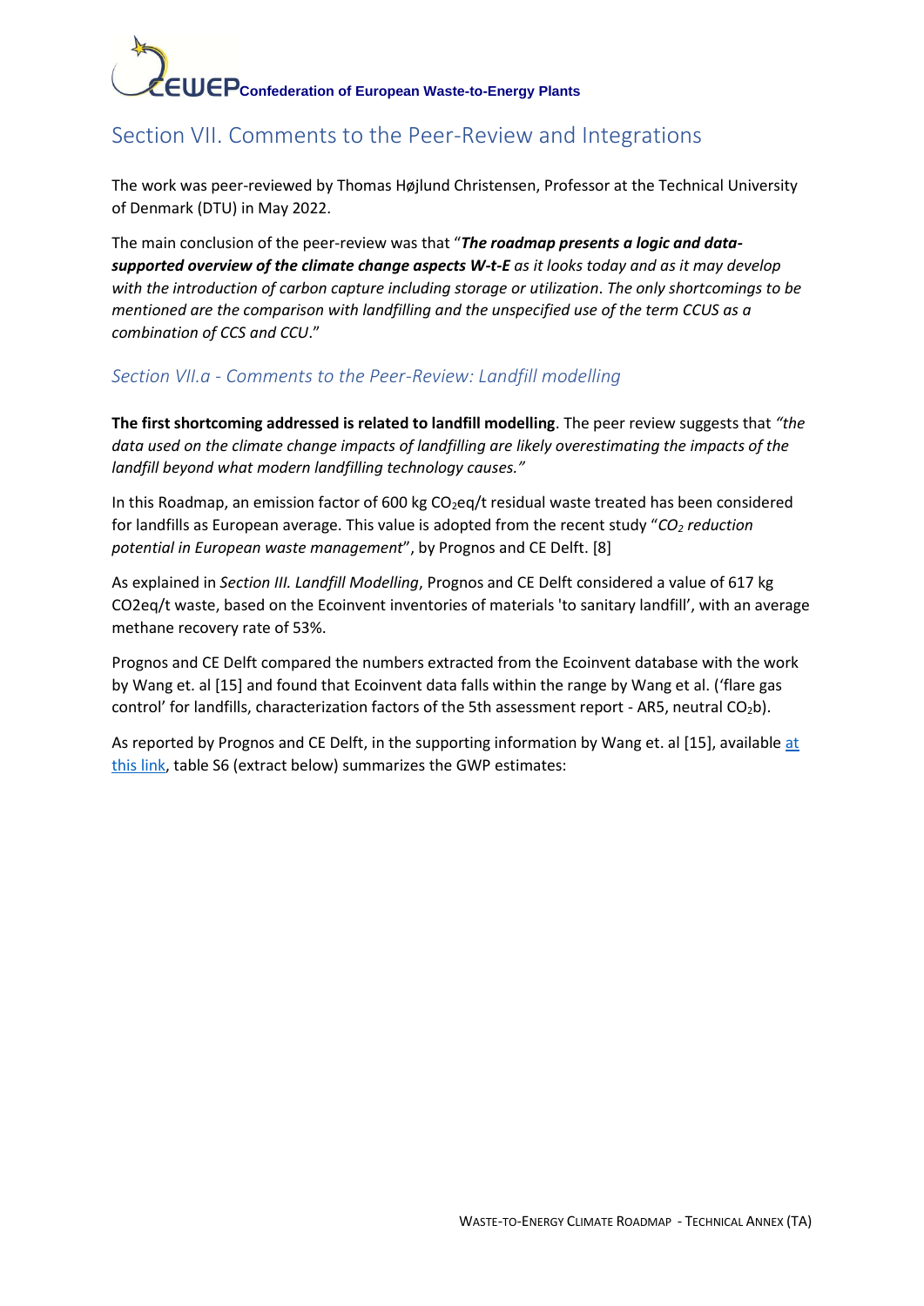## Section VII. Comments to the Peer-Review and Integrations

The work was peer-reviewed by Thomas Højlund Christensen, Professor at the Technical University of Denmark (DTU) in May 2022.

The main conclusion of the peer-review was that "***The roadmap presents a logic and data-supported overview of the climate change aspects W-t-E** as it looks today and as it may develop with the introduction of carbon capture including storage or utilization. The only shortcomings to be mentioned are the comparison with landfilling and the unspecified use of the term CCUS as a combination of CCS and CCU*."

### *Section VII.a - Comments to the Peer-Review: Landfill modelling*

**The first shortcoming addressed is related to landfill modelling**. The peer review suggests that *"the data used on the climate change impacts of landfilling are likely overestimating the impacts of the landfill beyond what modern landfilling technology causes."*

In this Roadmap, an emission factor of 600 kg $CO_2$eq/t residual waste treated has been considered for landfills as European average. This value is adopted from the recent study "*$CO_2$ reduction potential in European waste management*", by Prognos and CE Delft. [8]

As explained in *Section III. Landfill Modelling*, Prognos and CE Delft considered a value of 617 kg CO2eq/t waste, based on the Ecoinvent inventories of materials 'to sanitary landfill', with an average methane recovery rate of 53%.

Prognos and CE Delft compared the numbers extracted from the Ecoinvent database with the work by Wang et. al [15] and found that Ecoinvent data falls within the range by Wang et al. ('flare gas control' for landfills, characterization factors of the 5th assessment report - AR5, neutral $CO_2$b).

As reported by Prognos and CE Delft, in the supporting information by Wang et. al [15], available at this link, table S6 (extract below) summarizes the GWP estimates: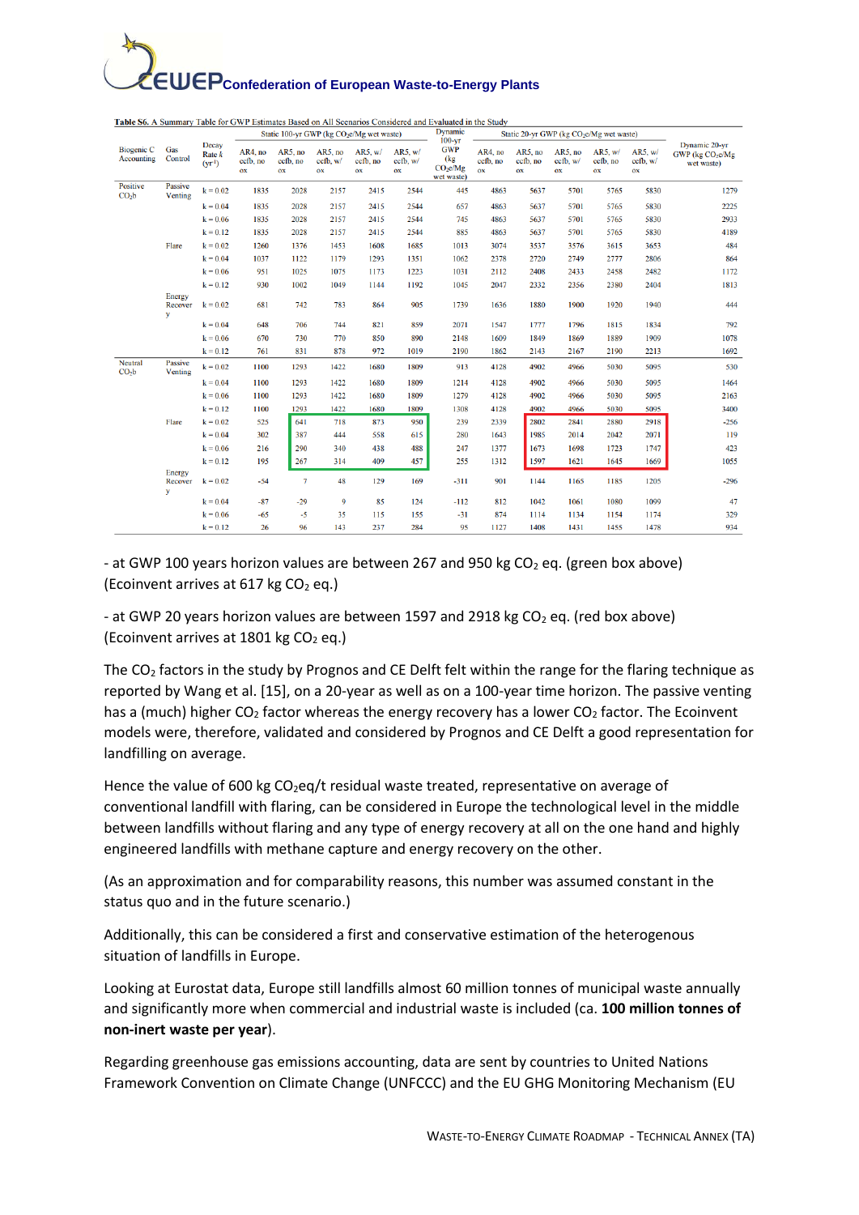**Table S6.** A Summary Table for GWP Estimates Based on All Scenarios Considered and Evaluated in the Study

| Biogenic C Accounting | Gas Control | Decay Rate $k$ ($yr^{-1}$) | Static 100-yr GWP (kg $CO_2e$/Mg wet waste) | | | | | Dynamic 100-yr GWP (kg $CO_2e$/Mg wet waste) | Static 20-yr GWP (kg $CO_2e$/Mg wet waste) | | | | | Dynamic 20-yr GWP (kg $CO_2e$/Mg wet waste) |
|---|---|---|---|---|---|---|---|---|---|---|---|---|---|---|
| | | | AR4, no cefb, no ox | AR5, no cefb, no ox | AR5, no cefb, w/ ox | AR5, w/ cefb, no ox | AR5, w/ cefb, w/ ox | | AR4, no cefb, no ox | AR5, no cefb, no ox | AR5, no cefb, w/ ox | AR5, w/ cefb, no ox | AR5, w/ cefb, w/ ox | |
| Positive $CO_2b$ | Passive Venting | k = 0.02 | 1835 | 2028 | 2157 | 2415 | 2544 | 445 | 4863 | 5637 | 5701 | 5765 | 5830 | 1279 |
| | | k = 0.04 | 1835 | 2028 | 2157 | 2415 | 2544 | 657 | 4863 | 5637 | 5701 | 5765 | 5830 | 2225 |
| | | k = 0.06 | 1835 | 2028 | 2157 | 2415 | 2544 | 745 | 4863 | 5637 | 5701 | 5765 | 5830 | 2933 |
| | | k = 0.12 | 1835 | 2028 | 2157 | 2415 | 2544 | 885 | 4863 | 5637 | 5701 | 5765 | 5830 | 4189 |
| | Flare | k = 0.02 | 1260 | 1376 | 1453 | 1608 | 1685 | 1013 | 3074 | 3537 | 3576 | 3615 | 3653 | 484 |
| | | k = 0.04 | 1037 | 1122 | 1179 | 1293 | 1351 | 1062 | 2378 | 2720 | 2749 | 2777 | 2806 | 864 |
| | | k = 0.06 | 951 | 1025 | 1075 | 1173 | 1223 | 1031 | 2112 | 2408 | 2433 | 2458 | 2482 | 1172 |
| | | k = 0.12 | 930 | 1002 | 1049 | 1144 | 1192 | 1045 | 2047 | 2332 | 2356 | 2380 | 2404 | 1813 |
| | Energy Recovery | k = 0.02 | 681 | 742 | 783 | 864 | 905 | 1739 | 1636 | 1880 | 1900 | 1920 | 1940 | 444 |
| | | k = 0.04 | 648 | 706 | 744 | 821 | 859 | 2071 | 1547 | 1777 | 1796 | 1815 | 1834 | 792 |
| | | k = 0.06 | 670 | 730 | 770 | 850 | 890 | 2148 | 1609 | 1849 | 1869 | 1889 | 1909 | 1078 |
| | | k = 0.12 | 761 | 831 | 878 | 972 | 1019 | 2190 | 1862 | 2143 | 2167 | 2190 | 2213 | 1692 |
| Neutral $CO_2b$ | Passive Venting | k = 0.02 | 1100 | 1293 | 1422 | 1680 | 1809 | 913 | 4128 | 4902 | 4966 | 5030 | 5095 | 530 |
| | | k = 0.04 | 1100 | 1293 | 1422 | 1680 | 1809 | 1214 | 4128 | 4902 | 4966 | 5030 | 5095 | 1464 |
| | | k = 0.06 | 1100 | 1293 | 1422 | 1680 | 1809 | 1279 | 4128 | 4902 | 4966 | 5030 | 5095 | 2163 |
| | | k = 0.12 | 1100 | 1293 | 1422 | 1680 | 1809 | 1308 | 4128 | 4902 | 4966 | 5030 | 5095 | 3400 |
| | Flare | k = 0.02 | 525 | 641 | 718 | 873 | 950 | 239 | 2339 | 2802 | 2841 | 2880 | 2918 | -256 |
| | | k = 0.04 | 302 | 387 | 444 | 558 | 615 | 280 | 1643 | 1985 | 2014 | 2042 | 2071 | 119 |
| | | k = 0.06 | 216 | 290 | 340 | 438 | 488 | 247 | 1377 | 1673 | 1698 | 1723 | 1747 | 423 |
| | | k = 0.12 | 195 | 267 | 314 | 409 | 457 | 255 | 1312 | 1597 | 1621 | 1645 | 1669 | 1055 |
| | Energy Recovery | k = 0.02 | -54 | 7 | 48 | 129 | 169 | -311 | 901 | 1144 | 1165 | 1185 | 1205 | -296 |
| | | k = 0.04 | -87 | -29 | 9 | 85 | 124 | -112 | 812 | 1042 | 1061 | 1080 | 1099 | 47 |
| | | k = 0.06 | -65 | -5 | 35 | 115 | 155 | -31 | 874 | 1114 | 1134 | 1154 | 1174 | 329 |
| | | k = 0.12 | 26 | 96 | 143 | 237 | 284 | 95 | 1127 | 1408 | 1431 | 1455 | 1478 | 934 |

- at GWP 100 years horizon values are between 267 and 950 kg $CO_2$ eq. (green box above) (Ecoinvent arrives at 617 kg $CO_2$ eq.)

- at GWP 20 years horizon values are between 1597 and 2918 kg $CO_2$ eq. (red box above) (Ecoinvent arrives at 1801 kg $CO_2$ eq.)

The $CO_2$ factors in the study by Prognos and CE Delft felt within the range for the flaring technique as reported by Wang et al. [15], on a 20-year as well as on a 100-year time horizon. The passive venting has a (much) higher $CO_2$ factor whereas the energy recovery has a lower $CO_2$ factor. The Ecoinvent models were, therefore, validated and considered by Prognos and CE Delft a good representation for landfilling on average.

Hence the value of 600 kg $CO_2$eq/t residual waste treated, representative on average of conventional landfill with flaring, can be considered in Europe the technological level in the middle between landfills without flaring and any type of energy recovery at all on the one hand and highly engineered landfills with methane capture and energy recovery on the other.

(As an approximation and for comparability reasons, this number was assumed constant in the status quo and in the future scenario.)

Additionally, this can be considered a first and conservative estimation of the heterogenous situation of landfills in Europe.

Looking at Eurostat data, Europe still landfills almost 60 million tonnes of municipal waste annually and significantly more when commercial and industrial waste is included (ca. **100 million tonnes of non-inert waste per year**).

Regarding greenhouse gas emissions accounting, data are sent by countries to United Nations Framework Convention on Climate Change (UNFCCC) and the EU GHG Monitoring Mechanism (EU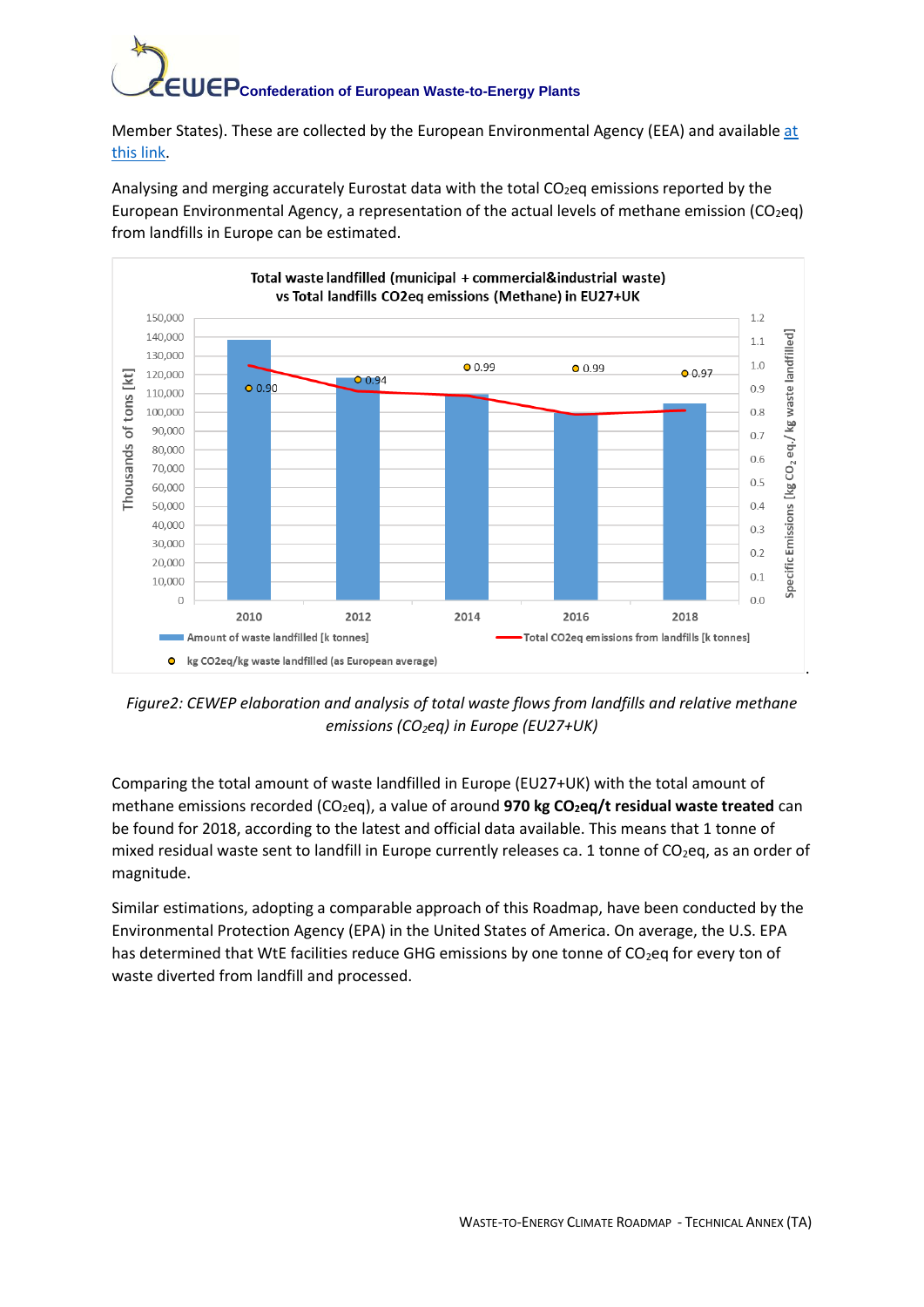Member States). These are collected by the European Environmental Agency (EEA) and available [at this link](#).

Analysing and merging accurately Eurostat data with the total $CO_2$eq emissions reported by the European Environmental Agency, a representation of the actual levels of methane emission ($CO_2$eq) from landfills in Europe can be estimated.

*Figure2: CEWEP elaboration and analysis of total waste flows from landfills and relative methane emissions ($CO_2$eq) in Europe (EU27+UK)*

Comparing the total amount of waste landfilled in Europe (EU27+UK) with the total amount of methane emissions recorded ($CO_2$eq), a value of around **970 kg $CO_2$eq/t residual waste treated** can be found for 2018, according to the latest and official data available. This means that 1 tonne of mixed residual waste sent to landfill in Europe currently releases ca. 1 tonne of $CO_2$eq, as an order of magnitude.

Similar estimations, adopting a comparable approach of this Roadmap, have been conducted by the Environmental Protection Agency (EPA) in the United States of America. On average, the U.S. EPA has determined that WtE facilities reduce GHG emissions by one tonne of $CO_2$eq for every ton of waste diverted from landfill and processed.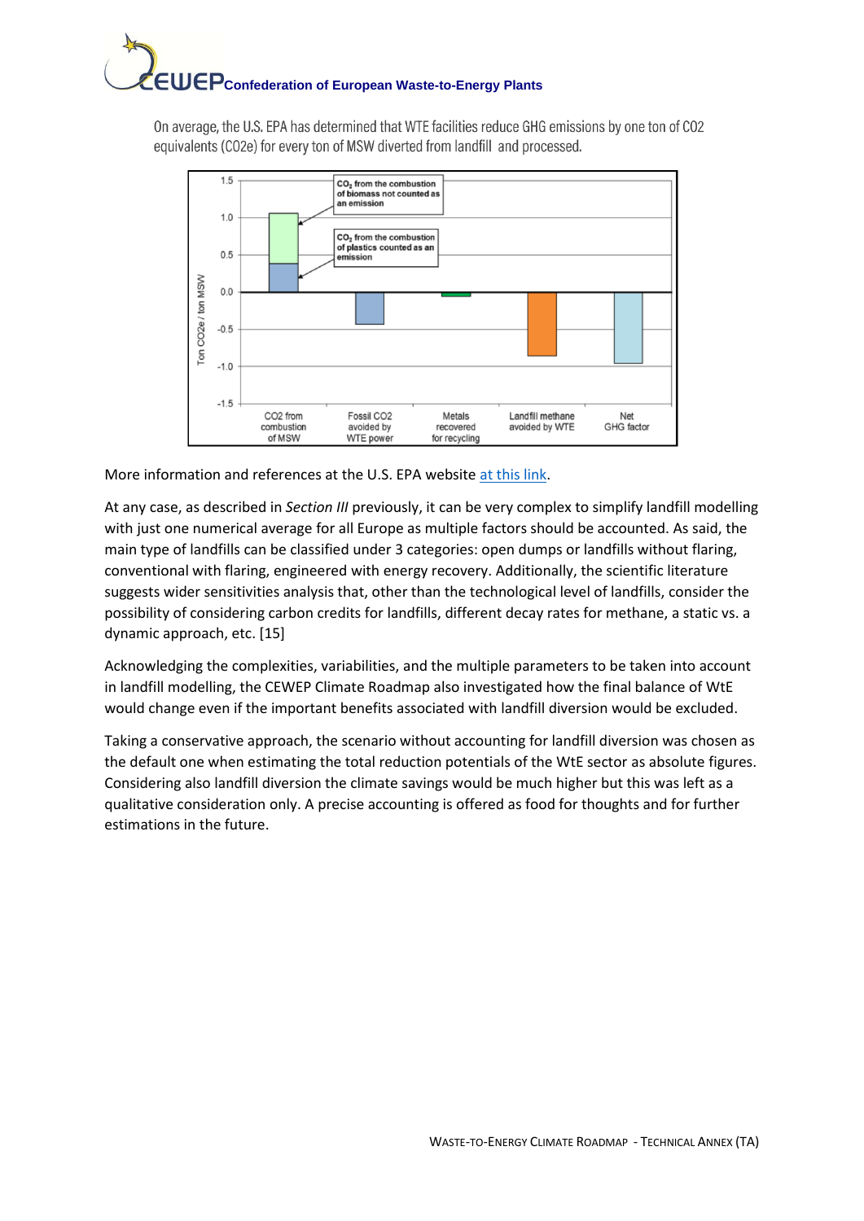On average, the U.S. EPA has determined that WTE facilities reduce GHG emissions by one ton of CO2 equivalents (CO2e) for every ton of MSW diverted from landfill and processed.

More information and references at the U.S. EPA website at this link.

At any case, as described in *Section III* previously, it can be very complex to simplify landfill modelling with just one numerical average for all Europe as multiple factors should be accounted. As said, the main type of landfills can be classified under 3 categories: open dumps or landfills without flaring, conventional with flaring, engineered with energy recovery. Additionally, the scientific literature suggests wider sensitivities analysis that, other than the technological level of landfills, consider the possibility of considering carbon credits for landfills, different decay rates for methane, a static vs. a dynamic approach, etc. [15]

Acknowledging the complexities, variabilities, and the multiple parameters to be taken into account in landfill modelling, the CEWEP Climate Roadmap also investigated how the final balance of WtE would change even if the important benefits associated with landfill diversion would be excluded.

Taking a conservative approach, the scenario without accounting for landfill diversion was chosen as the default one when estimating the total reduction potentials of the WtE sector as absolute figures. Considering also landfill diversion the climate savings would be much higher but this was left as a qualitative consideration only. A precise accounting is offered as food for thoughts and for further estimations in the future.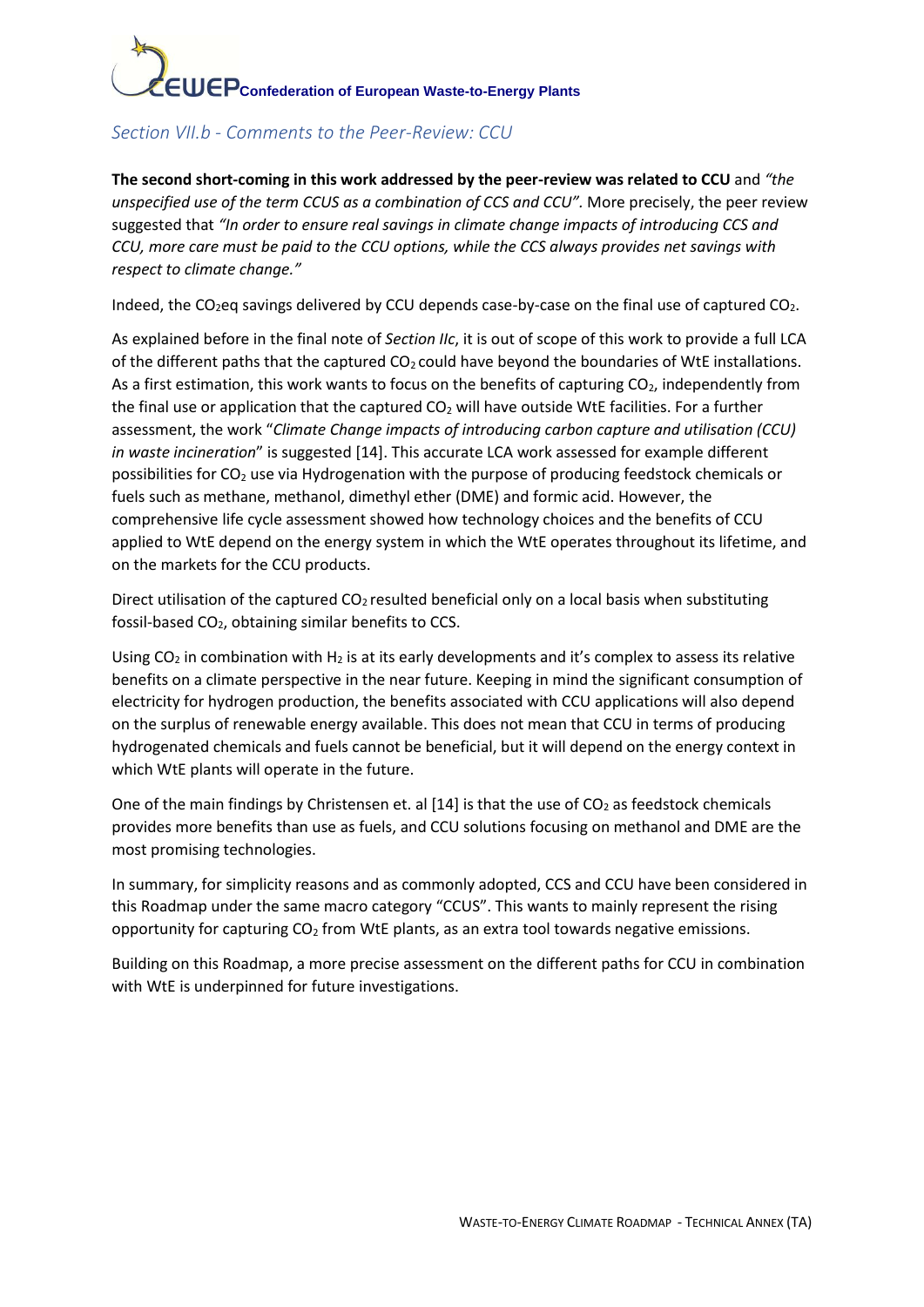## *Section VII.b - Comments to the Peer-Review: CCU*

**The second short-coming in this work addressed by the peer-review was related to CCU** and *"the unspecified use of the term CCUS as a combination of CCS and CCU"*. More precisely, the peer review suggested that *"In order to ensure real savings in climate change impacts of introducing CCS and CCU, more care must be paid to the CCU options, while the CCS always provides net savings with respect to climate change."*

Indeed, the $CO_2eq$ savings delivered by CCU depends case-by-case on the final use of captured $CO_2$.

As explained before in the final note of *Section IIc*, it is out of scope of this work to provide a full LCA of the different paths that the captured $CO_2$ could have beyond the boundaries of WtE installations. As a first estimation, this work wants to focus on the benefits of capturing $CO_2$, independently from the final use or application that the captured $CO_2$ will have outside WtE facilities. For a further assessment, the work "*Climate Change impacts of introducing carbon capture and utilisation (CCU) in waste incineration*" is suggested [14]. This accurate LCA work assessed for example different possibilities for $CO_2$ use via Hydrogenation with the purpose of producing feedstock chemicals or fuels such as methane, methanol, dimethyl ether (DME) and formic acid. However, the comprehensive life cycle assessment showed how technology choices and the benefits of CCU applied to WtE depend on the energy system in which the WtE operates throughout its lifetime, and on the markets for the CCU products.

Direct utilisation of the captured $CO_2$ resulted beneficial only on a local basis when substituting fossil-based $CO_2$, obtaining similar benefits to CCS.

Using $CO_2$ in combination with $H_2$ is at its early developments and it's complex to assess its relative benefits on a climate perspective in the near future. Keeping in mind the significant consumption of electricity for hydrogen production, the benefits associated with CCU applications will also depend on the surplus of renewable energy available. This does not mean that CCU in terms of producing hydrogenated chemicals and fuels cannot be beneficial, but it will depend on the energy context in which WtE plants will operate in the future.

One of the main findings by Christensen et. al [14] is that the use of $CO_2$ as feedstock chemicals provides more benefits than use as fuels, and CCU solutions focusing on methanol and DME are the most promising technologies.

In summary, for simplicity reasons and as commonly adopted, CCS and CCU have been considered in this Roadmap under the same macro category "CCUS". This wants to mainly represent the rising opportunity for capturing $CO_2$ from WtE plants, as an extra tool towards negative emissions.

Building on this Roadmap, a more precise assessment on the different paths for CCU in combination with WtE is underpinned for future investigations.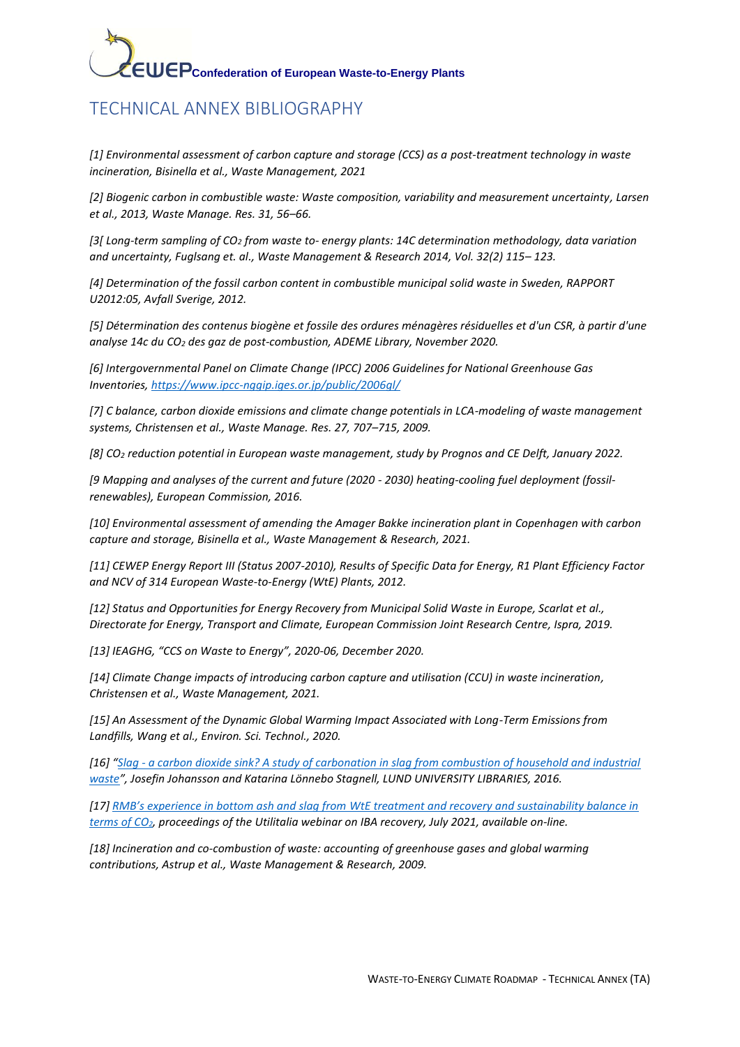# TECHNICAL ANNEX BIBLIOGRAPHY

*[1] Environmental assessment of carbon capture and storage (CCS) as a post-treatment technology in waste incineration, Bisinella et al., Waste Management, 2021*

*[2] Biogenic carbon in combustible waste: Waste composition, variability and measurement uncertainty, Larsen et al., 2013, Waste Manage. Res. 31, 56–66.*

*[3[ Long-term sampling of $CO_2$ from waste to- energy plants: 14C determination methodology, data variation and uncertainty, Fuglsang et. al., Waste Management & Research 2014, Vol. 32(2) 115– 123.*

*[4] Determination of the fossil carbon content in combustible municipal solid waste in Sweden, RAPPORT U2012:05, Avfall Sverige, 2012.*

*[5] Détermination des contenus biogène et fossile des ordures ménagères résiduelles et d'un CSR, à partir d'une analyse 14c du $CO_2$ des gaz de post-combustion, ADEME Library, November 2020.*

*[6] Intergovernmental Panel on Climate Change (IPCC) 2006 Guidelines for National Greenhouse Gas Inventories, https://www.ipcc-nggip.iges.or.jp/public/2006gl/*

*[7] C balance, carbon dioxide emissions and climate change potentials in LCA-modeling of waste management systems, Christensen et al., Waste Manage. Res. 27, 707–715, 2009.*

*[8] $CO_2$ reduction potential in European waste management, study by Prognos and CE Delft, January 2022.*

*[9 Mapping and analyses of the current and future (2020 - 2030) heating-cooling fuel deployment (fossil-renewables), European Commission, 2016.*

*[10] Environmental assessment of amending the Amager Bakke incineration plant in Copenhagen with carbon capture and storage, Bisinella et al., Waste Management & Research, 2021.*

*[11] CEWEP Energy Report III (Status 2007-2010), Results of Specific Data for Energy, R1 Plant Efficiency Factor and NCV of 314 European Waste-to-Energy (WtE) Plants, 2012.*

*[12] Status and Opportunities for Energy Recovery from Municipal Solid Waste in Europe, Scarlat et al., Directorate for Energy, Transport and Climate, European Commission Joint Research Centre, Ispra, 2019.*

*[13] IEAGHG, "CCS on Waste to Energy", 2020-06, December 2020.*

*[14] Climate Change impacts of introducing carbon capture and utilisation (CCU) in waste incineration, Christensen et al., Waste Management, 2021.*

*[15] An Assessment of the Dynamic Global Warming Impact Associated with Long-Term Emissions from Landfills, Wang et al., Environ. Sci. Technol., 2020.*

*[16] "Slag - a carbon dioxide sink? A study of carbonation in slag from combustion of household and industrial waste", Josefin Johansson and Katarina Lönnebo Stagnell, LUND UNIVERSITY LIBRARIES, 2016.*

*[17] RMB's experience in bottom ash and slag from WtE treatment and recovery and sustainability balance in terms of $CO_2$, proceedings of the Utilitalia webinar on IBA recovery, July 2021, available on-line.*

*[18] Incineration and co-combustion of waste: accounting of greenhouse gases and global warming contributions, Astrup et al., Waste Management & Research, 2009.*